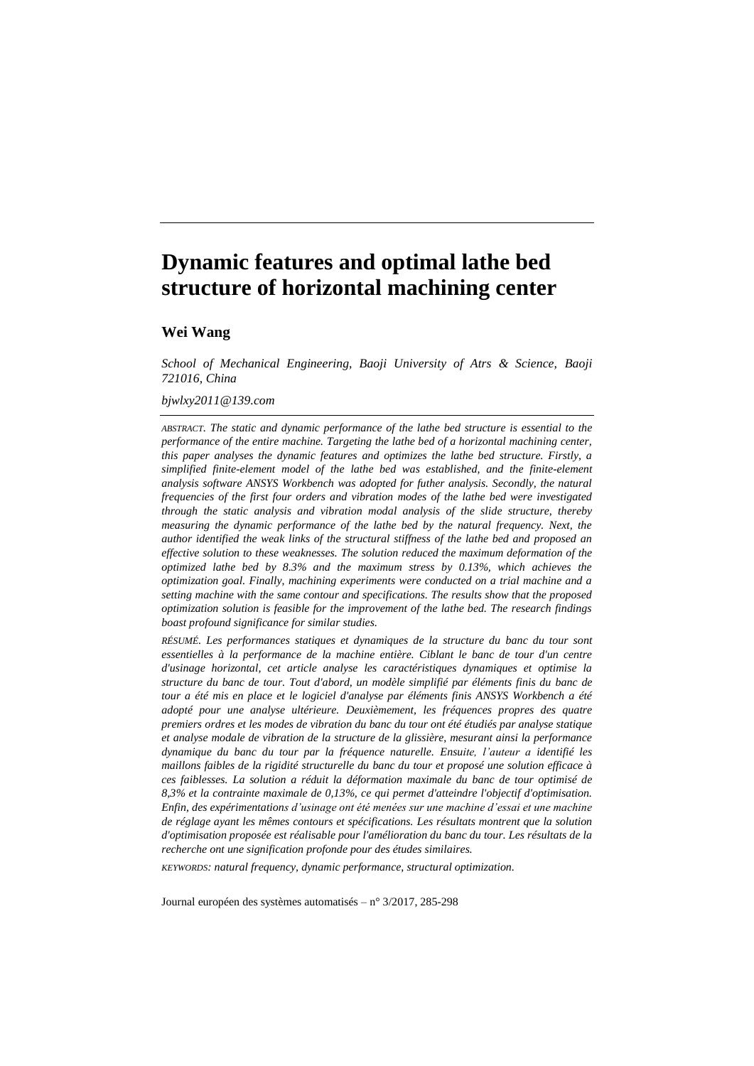# Dynamic features and optimal lathe bed structure of horizontal machining center

**Wei Wang**

*School of Mechanical Engineering, Baoji University of Atrs & Science, Baoji 721016, China*

*bjwlxy2011@139.com*

*ABSTRACT. The static and dynamic performance of the lathe bed structure is essential to the performance of the entire machine. Targeting the lathe bed of a horizontal machining center, this paper analyses the dynamic features and optimizes the lathe bed structure. Firstly, a simplified finite-element model of the lathe bed was established, and the finite-element analysis software ANSYS Workbench was adopted for futher analysis. Secondly, the natural frequencies of the first four orders and vibration modes of the lathe bed were investigated through the static analysis and vibration modal analysis of the slide structure, thereby measuring the dynamic performance of the lathe bed by the natural frequency. Next, the author identified the weak links of the structural stiffness of the lathe bed and proposed an effective solution to these weaknesses. The solution reduced the maximum deformation of the optimized lathe bed by 8.3% and the maximum stress by 0.13%, which achieves the optimization goal. Finally, machining experiments were conducted on a trial machine and a setting machine with the same contour and specifications. The results show that the proposed optimization solution is feasible for the improvement of the lathe bed. The research findings boast profound significance for similar studies.*

*RÉSUMÉ. Les performances statiques et dynamiques de la structure du banc du tour sont essentielles à la performance de la machine entière. Ciblant le banc de tour d'un centre d'usinage horizontal, cet article analyse les caractéristiques dynamiques et optimise la structure du banc de tour. Tout d'abord, un modèle simplifié par éléments finis du banc de tour a été mis en place et le logiciel d'analyse par éléments finis ANSYS Workbench a été adopté pour une analyse ultérieure. Deuxièmement, les fréquences propres des quatre premiers ordres et les modes de vibration du banc du tour ont été étudiés par analyse statique et analyse modale de vibration de la structure de la glissière, mesurant ainsi la performance dynamique du banc du tour par la fréquence naturelle. Ensuite, l'auteur a identifié les maillons faibles de la rigidité structurelle du banc du tour et proposé une solution efficace à ces faiblesses. La solution a réduit la déformation maximale du banc de tour optimisé de 8,3% et la contrainte maximale de 0,13%, ce qui permet d'atteindre l'objectif d'optimisation. Enfin, des expérimentations d'usinage ont été menées sur une machine d'essai et une machine de réglage ayant les mêmes contours et spécifications. Les résultats montrent que la solution d'optimisation proposée est réalisable pour l'amélioration du banc du tour. Les résultats de la recherche ont une signification profonde pour des études similaires.*

*KEYWORDS: natural frequency, dynamic performance, structural optimization.*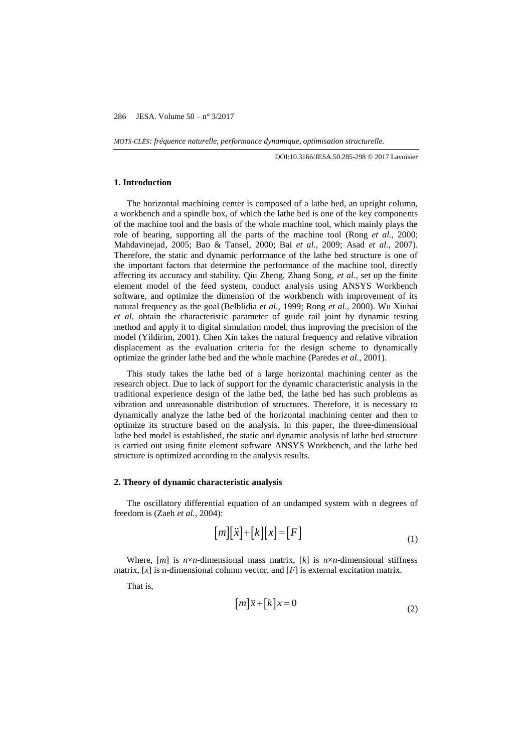*MOTS-CLÉS: fréquence naturelle, performance dynamique, optimisation structurelle.*

DOI:10.3166/JESA.50.285-298 © 2017 Lavoisier

## 1. Introduction

The horizontal machining center is composed of a lathe bed, an upright column, a workbench and a spindle box, of which the lathe bed is one of the key components of the machine tool and the basis of the whole machine tool, which mainly plays the role of bearing, supporting all the parts of the machine tool (Rong *et al.*, 2000; Mahdavinejad, 2005; Bao & Tansel, 2000; Bai *et al.*, 2009; Asad *et al.*, 2007). Therefore, the static and dynamic performance of the lathe bed structure is one of the important factors that determine the performance of the machine tool, directly affecting its accuracy and stability. Qiu Zheng, Zhang Song, *et al.*, set up the finite element model of the feed system, conduct analysis using ANSYS Workbench software, and optimize the dimension of the workbench with improvement of its natural frequency as the goal (Belblidia *et al.*, 1999; Rong *et al.*, 2000). Wu Xiuhai *et al.* obtain the characteristic parameter of guide rail joint by dynamic testing method and apply it to digital simulation model, thus improving the precision of the model (Yildirim, 2001). Chen Xin takes the natural frequency and relative vibration displacement as the evaluation criteria for the design scheme to dynamically optimize the grinder lathe bed and the whole machine (Paredes *et al.*, 2001).

This study takes the lathe bed of a large horizontal machining center as the research object. Due to lack of support for the dynamic characteristic analysis in the traditional experience design of the lathe bed, the lathe bed has such problems as vibration and unreasonable distribution of structures. Therefore, it is necessary to dynamically analyze the lathe bed of the horizontal machining center and then to optimize its structure based on the analysis. In this paper, the three-dimensional lathe bed model is established, the static and dynamic analysis of lathe bed structure is carried out using finite element software ANSYS Workbench, and the lathe bed structure is optimized according to the analysis results.

## 2. Theory of dynamic characteristic analysis

The oscillatory differential equation of an undamped system with n degrees of freedom is (Zaeh *et al.*, 2004):

$$[m][\ddot{x}]+[k][x]=[F] \tag{1}$$

Where, $[m]$ is $n \times n$-dimensional mass matrix, $[k]$ is $n \times n$-dimensional stiffness matrix, $[x]$ is n-dimensional column vector, and $[F]$ is external excitation matrix.

That is,

$$[m]\ddot{x}+[k]x=0 \tag{2}$$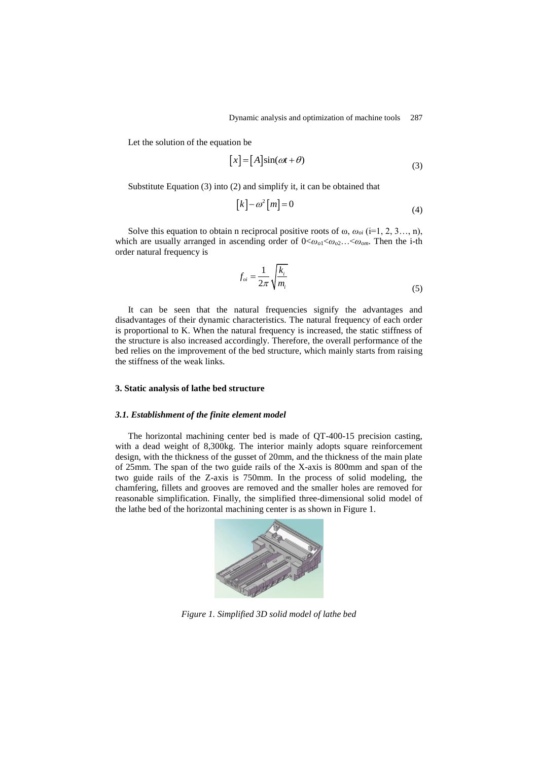Let the solution of the equation be

$$[x] = [A]\sin(\omega t + \theta) \tag{3}$$

Substitute Equation (3) into (2) and simplify it, it can be obtained that

$$[k] - \omega^2 [m] = 0 \tag{4}$$

Solve this equation to obtain n reciprocal positive roots of ω, $\omega_{oi}$ (i=1, 2, 3…, n), which are usually arranged in ascending order of $0<\omega_{o1}<\omega_{o2}\ldots<\omega_{om}$. Then the i-th order natural frequency is

$$f_{oi} = \frac{1}{2\pi}\sqrt{\frac{k_i}{m_i}} \tag{5}$$

It can be seen that the natural frequencies signify the advantages and disadvantages of their dynamic characteristics. The natural frequency of each order is proportional to K. When the natural frequency is increased, the static stiffness of the structure is also increased accordingly. Therefore, the overall performance of the bed relies on the improvement of the bed structure, which mainly starts from raising the stiffness of the weak links.

## 3. Static analysis of lathe bed structure

### *3.1. Establishment of the finite element model*

The horizontal machining center bed is made of QT-400-15 precision casting, with a dead weight of 8,300kg. The interior mainly adopts square reinforcement design, with the thickness of the gusset of 20mm, and the thickness of the main plate of 25mm. The span of the two guide rails of the X-axis is 800mm and span of the two guide rails of the Z-axis is 750mm. In the process of solid modeling, the chamfering, fillets and grooves are removed and the smaller holes are removed for reasonable simplification. Finally, the simplified three-dimensional solid model of the lathe bed of the horizontal machining center is as shown in Figure 1.

*Figure 1. Simplified 3D solid model of lathe bed*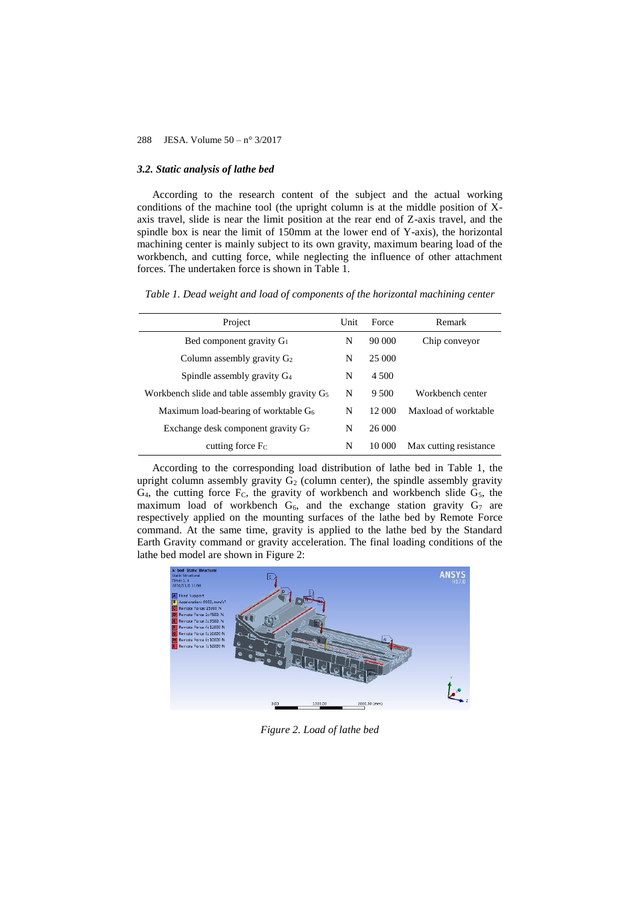### *3.2. Static analysis of lathe bed*

According to the research content of the subject and the actual working conditions of the machine tool (the upright column is at the middle position of X-axis travel, slide is near the limit position at the rear end of Z-axis travel, and the spindle box is near the limit of 150mm at the lower end of Y-axis), the horizontal machining center is mainly subject to its own gravity, maximum bearing load of the workbench, and cutting force, while neglecting the influence of other attachment forces. The undertaken force is shown in Table 1.

*Table 1. Dead weight and load of components of the horizontal machining center*

| Project | Unit | Force | Remark |
|---|---|---|---|
| Bed component gravity $G_1$ | N | 90 000 | Chip conveyor |
| Column assembly gravity $G_2$ | N | 25 000 | |
| Spindle assembly gravity $G_4$ | N | 4 500 | |
| Workbench slide and table assembly gravity $G_5$ | N | 9 500 | Workbench center |
| Maximum load-bearing of worktable $G_6$ | N | 12 000 | Maxload of worktable |
| Exchange desk component gravity $G_7$ | N | 26 000 | |
| cutting force $F_C$ | N | 10 000 | Max cutting resistance |

According to the corresponding load distribution of lathe bed in Table 1, the upright column assembly gravity $G_2$ (column center), the spindle assembly gravity $G_4$, the cutting force $F_C$, the gravity of workbench and workbench slide $G_5$, the maximum load of workbench $G_6$, and the exchange station gravity $G_7$ are respectively applied on the mounting surfaces of the lathe bed by Remote Force command. At the same time, gravity is applied to the lathe bed by the Standard Earth Gravity command or gravity acceleration. The final loading conditions of the lathe bed model are shown in Figure 2:

*Figure 2. Load of lathe bed*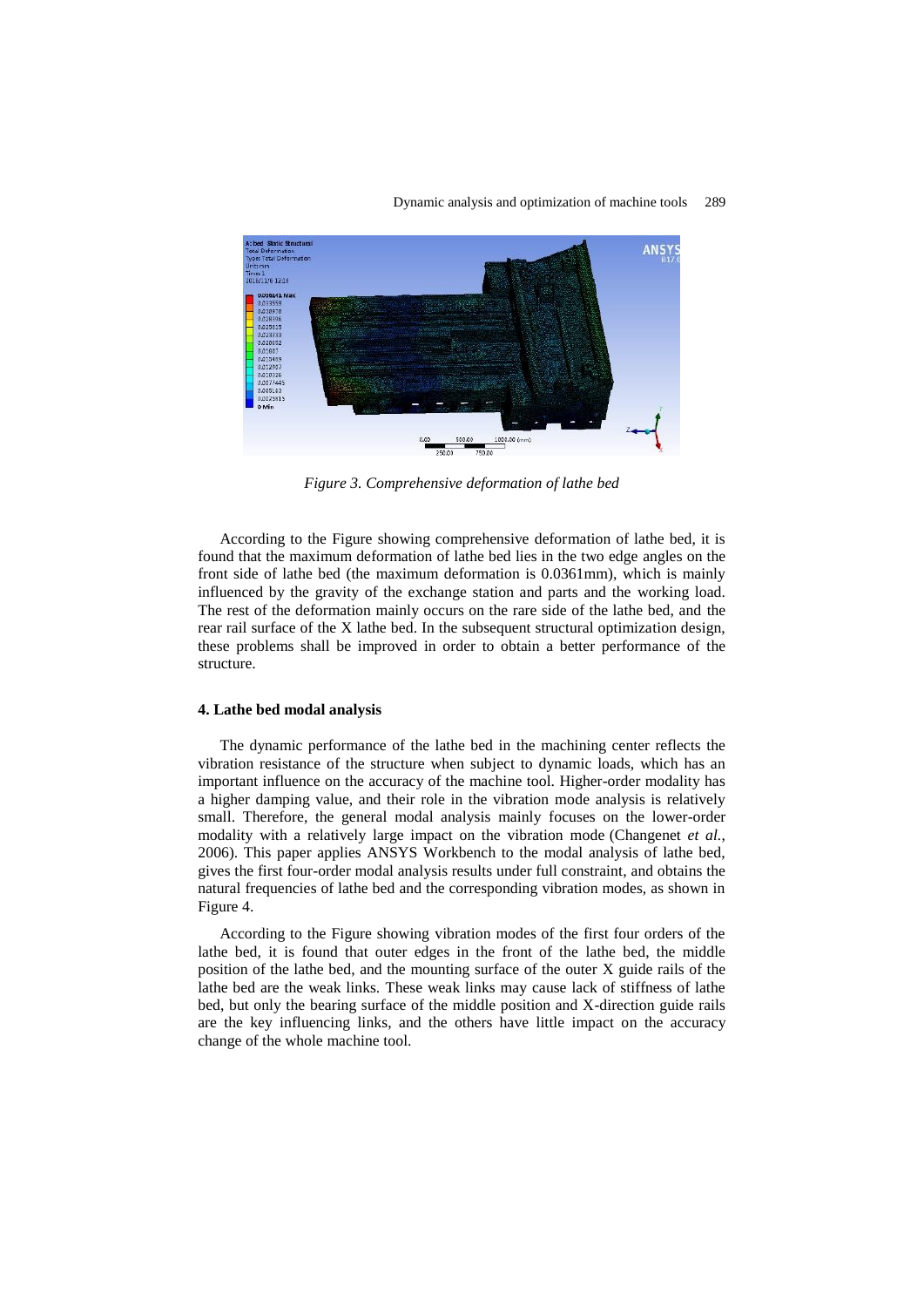*Figure 3. Comprehensive deformation of lathe bed*

According to the Figure showing comprehensive deformation of lathe bed, it is found that the maximum deformation of lathe bed lies in the two edge angles on the front side of lathe bed (the maximum deformation is 0.0361mm), which is mainly influenced by the gravity of the exchange station and parts and the working load. The rest of the deformation mainly occurs on the rare side of the lathe bed, and the rear rail surface of the X lathe bed. In the subsequent structural optimization design, these problems shall be improved in order to obtain a better performance of the structure.

#### 4. Lathe bed modal analysis

The dynamic performance of the lathe bed in the machining center reflects the vibration resistance of the structure when subject to dynamic loads, which has an important influence on the accuracy of the machine tool. Higher-order modality has a higher damping value, and their role in the vibration mode analysis is relatively small. Therefore, the general modal analysis mainly focuses on the lower-order modality with a relatively large impact on the vibration mode (Changenet *et al.*, 2006). This paper applies ANSYS Workbench to the modal analysis of lathe bed, gives the first four-order modal analysis results under full constraint, and obtains the natural frequencies of lathe bed and the corresponding vibration modes, as shown in Figure 4.

According to the Figure showing vibration modes of the first four orders of the lathe bed, it is found that outer edges in the front of the lathe bed, the middle position of the lathe bed, and the mounting surface of the outer X guide rails of the lathe bed are the weak links. These weak links may cause lack of stiffness of lathe bed, but only the bearing surface of the middle position and X-direction guide rails are the key influencing links, and the others have little impact on the accuracy change of the whole machine tool.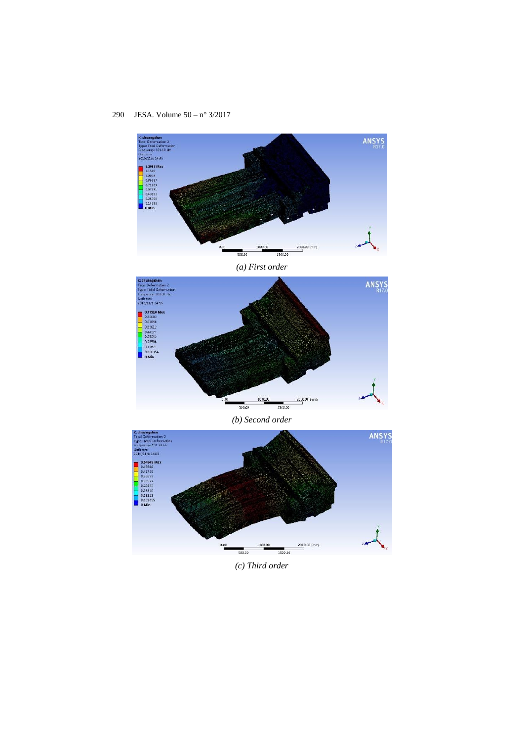*(a) First order*

*(b) Second order*

*(c) Third order*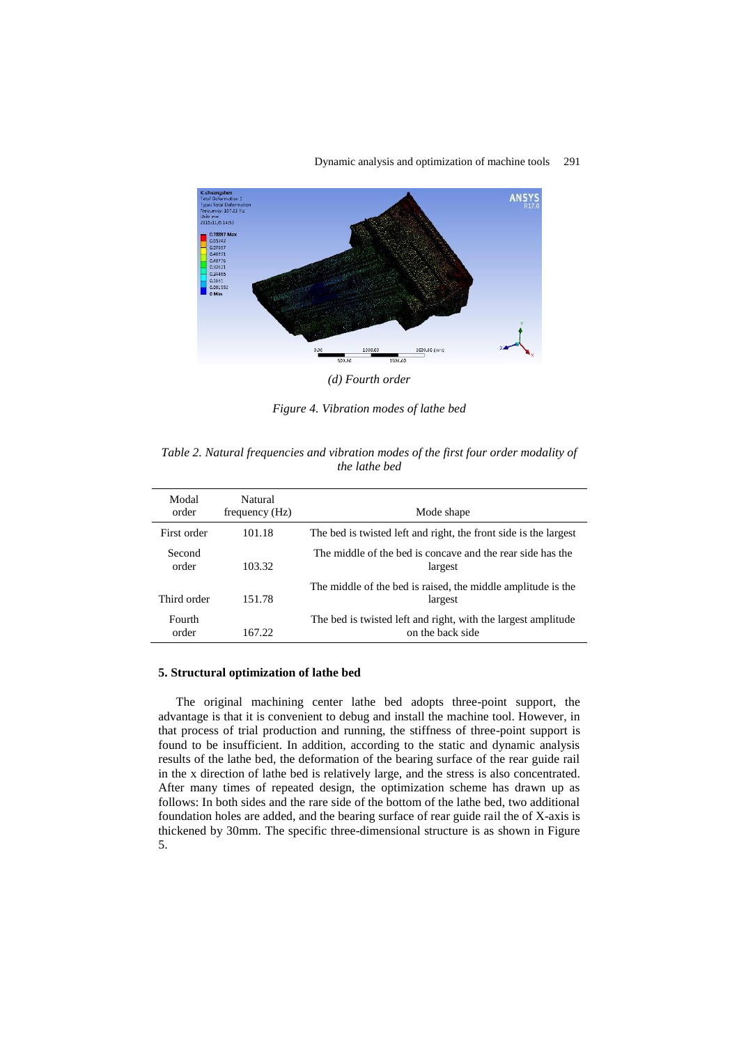*(d) Fourth order*

*Figure 4. Vibration modes of lathe bed*

*Table 2. Natural frequencies and vibration modes of the first four order modality of the lathe bed*

| Modal order | Natural frequency (Hz) | Mode shape |
|---|---|---|
| First order | 101.18 | The bed is twisted left and right, the front side is the largest |
| Second order | 103.32 | The middle of the bed is concave and the rear side has the largest |
| Third order | 151.78 | The middle of the bed is raised, the middle amplitude is the largest |
| Fourth order | 167.22 | The bed is twisted left and right, with the largest amplitude on the back side |

## 5. Structural optimization of lathe bed

The original machining center lathe bed adopts three-point support, the advantage is that it is convenient to debug and install the machine tool. However, in that process of trial production and running, the stiffness of three-point support is found to be insufficient. In addition, according to the static and dynamic analysis results of the lathe bed, the deformation of the bearing surface of the rear guide rail in the x direction of lathe bed is relatively large, and the stress is also concentrated. After many times of repeated design, the optimization scheme has drawn up as follows: In both sides and the rare side of the bottom of the lathe bed, two additional foundation holes are added, and the bearing surface of rear guide rail the of X-axis is thickened by 30mm. The specific three-dimensional structure is as shown in Figure 5.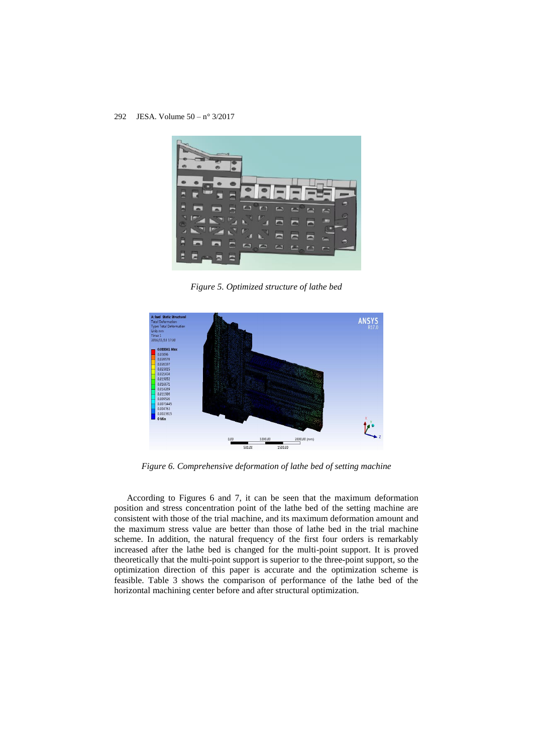*Figure 5. Optimized structure of lathe bed*

*Figure 6. Comprehensive deformation of lathe bed of setting machine*

According to Figures 6 and 7, it can be seen that the maximum deformation position and stress concentration point of the lathe bed of the setting machine are consistent with those of the trial machine, and its maximum deformation amount and the maximum stress value are better than those of lathe bed in the trial machine scheme. In addition, the natural frequency of the first four orders is remarkably increased after the lathe bed is changed for the multi-point support. It is proved theoretically that the multi-point support is superior to the three-point support, so the optimization direction of this paper is accurate and the optimization scheme is feasible. Table 3 shows the comparison of performance of the lathe bed of the horizontal machining center before and after structural optimization.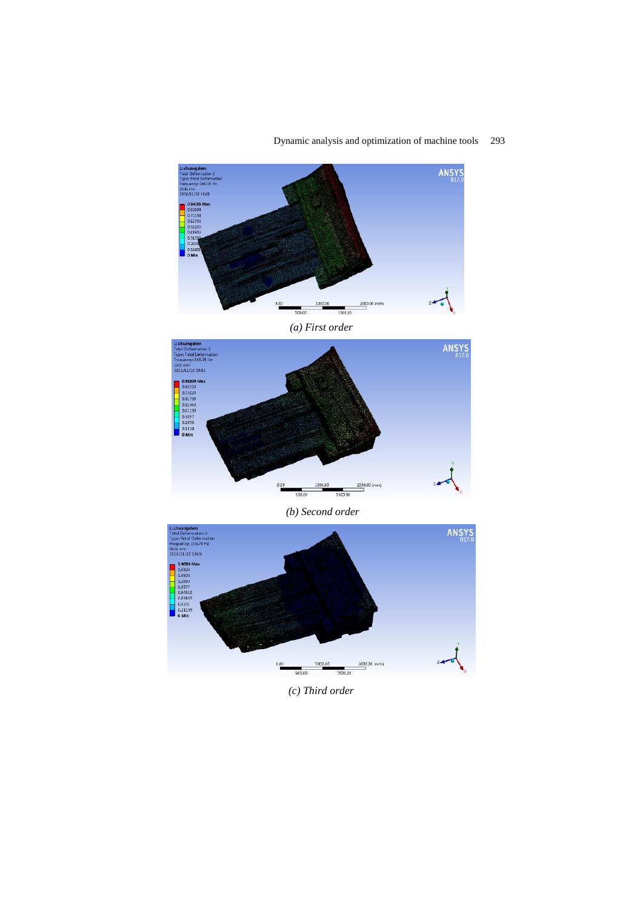*(a) First order*

*(b) Second order*

*(c) Third order*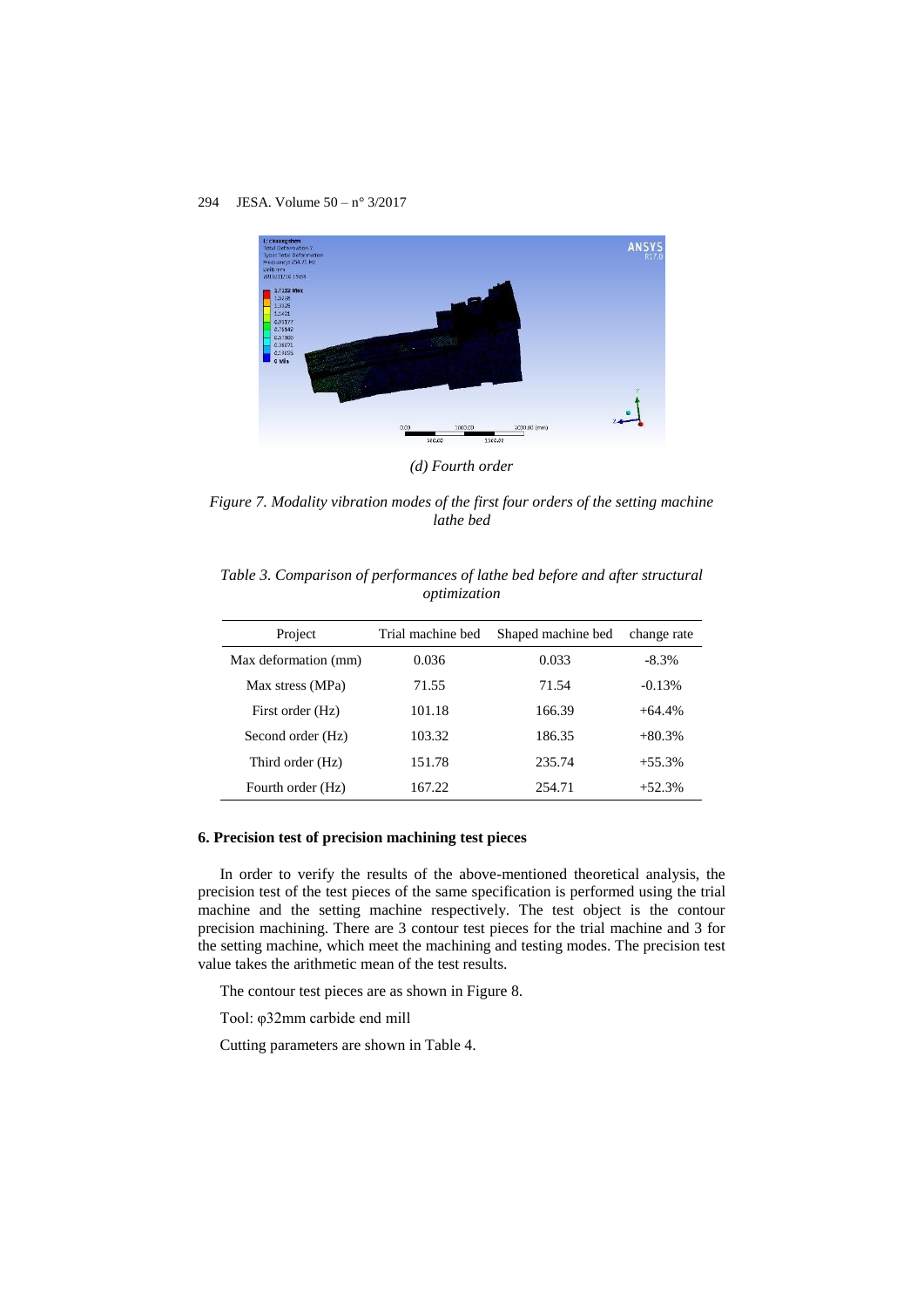*(d) Fourth order*

*Figure 7. Modality vibration modes of the first four orders of the setting machine lathe bed*

*Table 3. Comparison of performances of lathe bed before and after structural optimization*

| Project | Trial machine bed | Shaped machine bed | change rate |
| --- | --- | --- | --- |
| Max deformation (mm) | 0.036 | 0.033 | -8.3% |
| Max stress (MPa) | 71.55 | 71.54 | -0.13% |
| First order (Hz) | 101.18 | 166.39 | +64.4% |
| Second order (Hz) | 103.32 | 186.35 | +80.3% |
| Third order (Hz) | 151.78 | 235.74 | +55.3% |
| Fourth order (Hz) | 167.22 | 254.71 | +52.3% |

## 6. Precision test of precision machining test pieces

In order to verify the results of the above-mentioned theoretical analysis, the precision test of the test pieces of the same specification is performed using the trial machine and the setting machine respectively. The test object is the contour precision machining. There are 3 contour test pieces for the trial machine and 3 for the setting machine, which meet the machining and testing modes. The precision test value takes the arithmetic mean of the test results.

The contour test pieces are as shown in Figure 8.

Tool: φ32mm carbide end mill

Cutting parameters are shown in Table 4.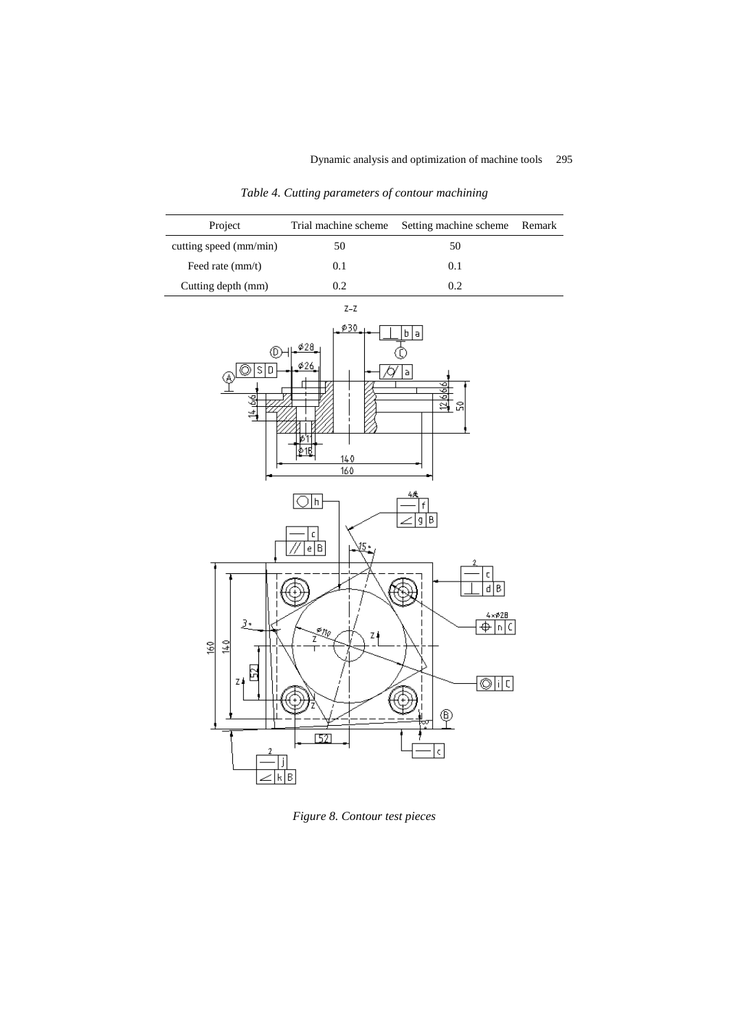*Table 4. Cutting parameters of contour machining*

| Project | Trial machine scheme | Setting machine scheme | Remark |
|---|---|---|---|
| cutting speed (mm/min) | 50 | 50 | |
| Feed rate (mm/t) | 0.1 | 0.1 | |
| Cutting depth (mm) | 0.2 | 0.2 | |

*Figure 8. Contour test pieces*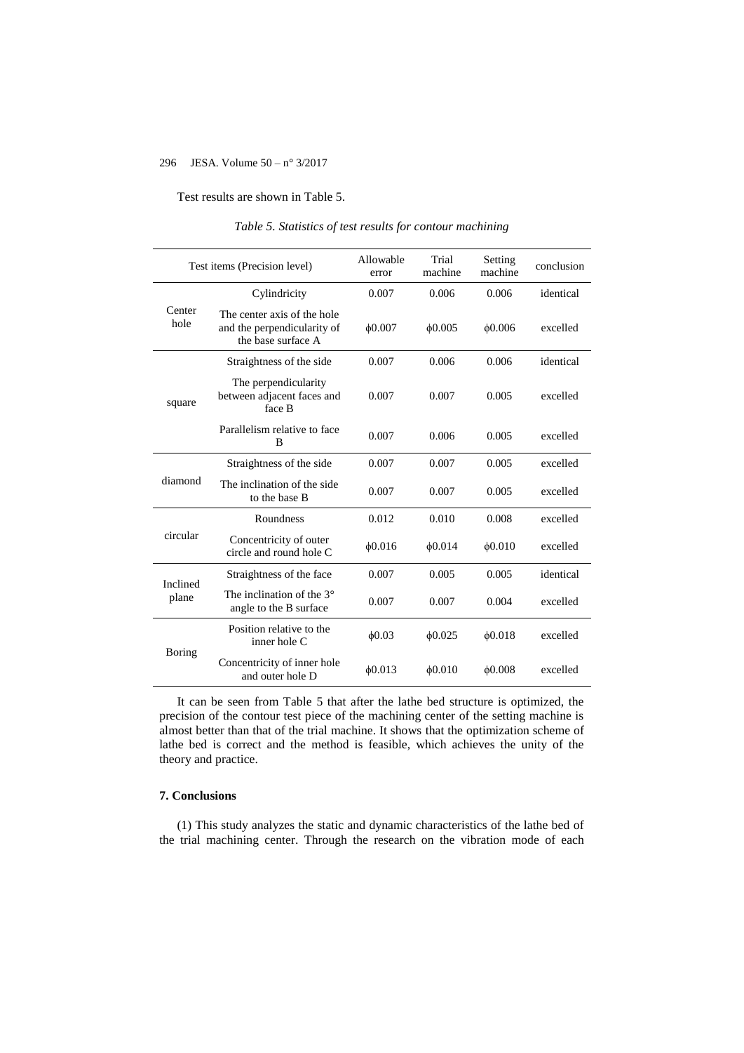Test results are shown in Table 5.

*Table 5. Statistics of test results for contour machining*

| Test items (Precision level) | | Allowable error | Trial machine | Setting machine | conclusion |
|---|---|---|---|---|---|
| Center hole | Cylindricity | 0.007 | 0.006 | 0.006 | identical |
| | The center axis of the hole and the perpendicularity of the base surface A | ϕ0.007 | ϕ0.005 | ϕ0.006 | excelled |
| square | Straightness of the side | 0.007 | 0.006 | 0.006 | identical |
| | The perpendicularity between adjacent faces and face B | 0.007 | 0.007 | 0.005 | excelled |
| | Parallelism relative to face B | 0.007 | 0.006 | 0.005 | excelled |
| diamond | Straightness of the side | 0.007 | 0.007 | 0.005 | excelled |
| | The inclination of the side to the base B | 0.007 | 0.007 | 0.005 | excelled |
| circular | Roundness | 0.012 | 0.010 | 0.008 | excelled |
| | Concentricity of outer circle and round hole C | ϕ0.016 | ϕ0.014 | ϕ0.010 | excelled |
| Inclined plane | Straightness of the face | 0.007 | 0.005 | 0.005 | identical |
| | The inclination of the 3° angle to the B surface | 0.007 | 0.007 | 0.004 | excelled |
| Boring | Position relative to the inner hole C | ϕ0.03 | ϕ0.025 | ϕ0.018 | excelled |
| | Concentricity of inner hole and outer hole D | ϕ0.013 | ϕ0.010 | ϕ0.008 | excelled |

It can be seen from Table 5 that after the lathe bed structure is optimized, the precision of the contour test piece of the machining center of the setting machine is almost better than that of the trial machine. It shows that the optimization scheme of lathe bed is correct and the method is feasible, which achieves the unity of the theory and practice.

## 7. Conclusions

(1) This study analyzes the static and dynamic characteristics of the lathe bed of the trial machining center. Through the research on the vibration mode of each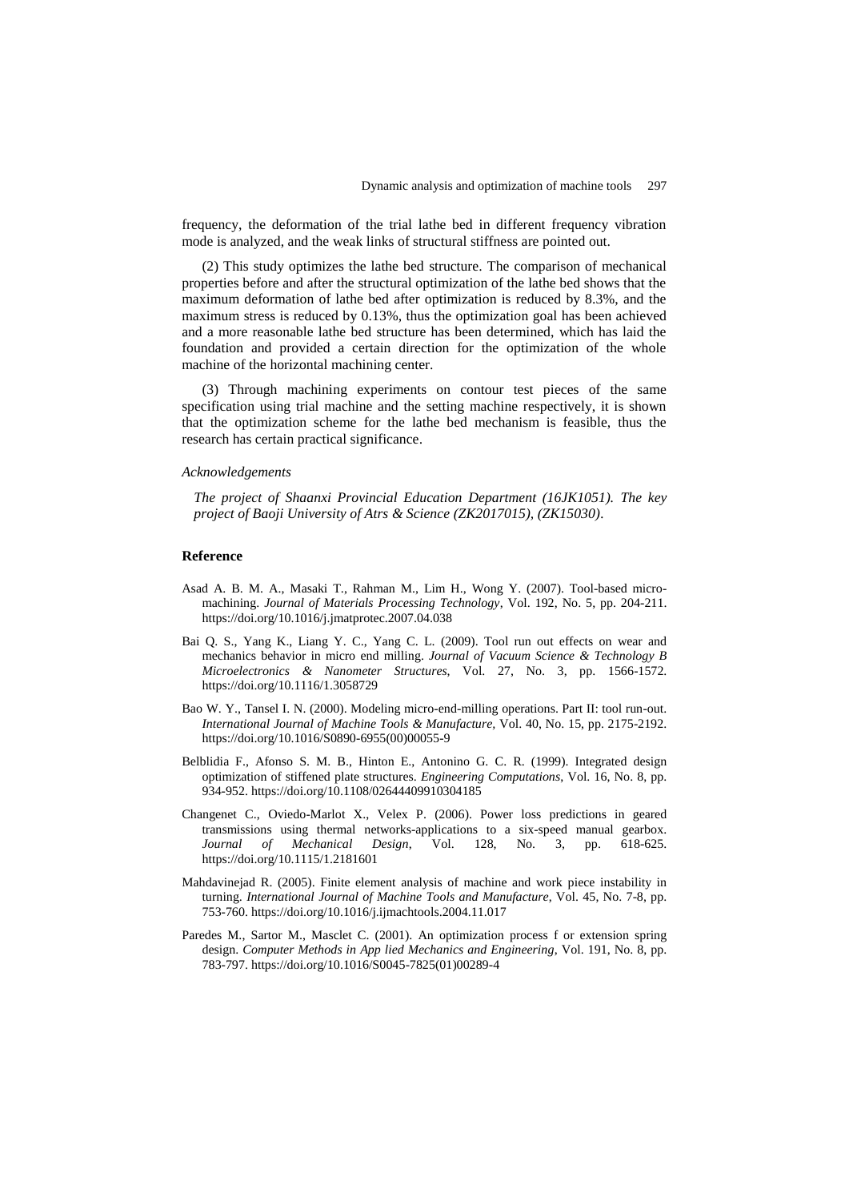frequency, the deformation of the trial lathe bed in different frequency vibration mode is analyzed, and the weak links of structural stiffness are pointed out.

(2) This study optimizes the lathe bed structure. The comparison of mechanical properties before and after the structural optimization of the lathe bed shows that the maximum deformation of lathe bed after optimization is reduced by 8.3%, and the maximum stress is reduced by 0.13%, thus the optimization goal has been achieved and a more reasonable lathe bed structure has been determined, which has laid the foundation and provided a certain direction for the optimization of the whole machine of the horizontal machining center.

(3) Through machining experiments on contour test pieces of the same specification using trial machine and the setting machine respectively, it is shown that the optimization scheme for the lathe bed mechanism is feasible, thus the research has certain practical significance.

*Acknowledgements*

*The project of Shaanxi Provincial Education Department (16JK1051). The key project of Baoji University of Atrs & Science (ZK2017015), (ZK15030).*

## Reference

Asad A. B. M. A., Masaki T., Rahman M., Lim H., Wong Y. (2007). Tool-based micro-machining. *Journal of Materials Processing Technology*, Vol. 192, No. 5, pp. 204-211. https://doi.org/10.1016/j.jmatprotec.2007.04.038

Bai Q. S., Yang K., Liang Y. C., Yang C. L. (2009). Tool run out effects on wear and mechanics behavior in micro end milling. *Journal of Vacuum Science & Technology B Microelectronics & Nanometer Structures*, Vol. 27, No. 3, pp. 1566-1572. https://doi.org/10.1116/1.3058729

Bao W. Y., Tansel I. N. (2000). Modeling micro-end-milling operations. Part II: tool run-out. *International Journal of Machine Tools & Manufacture*, Vol. 40, No. 15, pp. 2175-2192. https://doi.org/10.1016/S0890-6955(00)00055-9

Belblidia F., Afonso S. M. B., Hinton E., Antonino G. C. R. (1999). Integrated design optimization of stiffened plate structures. *Engineering Computations*, Vol. 16, No. 8, pp. 934-952. https://doi.org/10.1108/02644409910304185

Changenet C., Oviedo-Marlot X., Velex P. (2006). Power loss predictions in geared transmissions using thermal networks-applications to a six-speed manual gearbox. *Journal of Mechanical Design*, Vol. 128, No. 3, pp. 618-625. https://doi.org/10.1115/1.2181601

Mahdavinejad R. (2005). Finite element analysis of machine and work piece instability in turning. *International Journal of Machine Tools and Manufacture*, Vol. 45, No. 7-8, pp. 753-760. https://doi.org/10.1016/j.ijmachtools.2004.11.017

Paredes M., Sartor M., Masclet C. (2001). An optimization process f or extension spring design. *Computer Methods in App lied Mechanics and Engineering*, Vol. 191, No. 8, pp. 783-797. https://doi.org/10.1016/S0045-7825(01)00289-4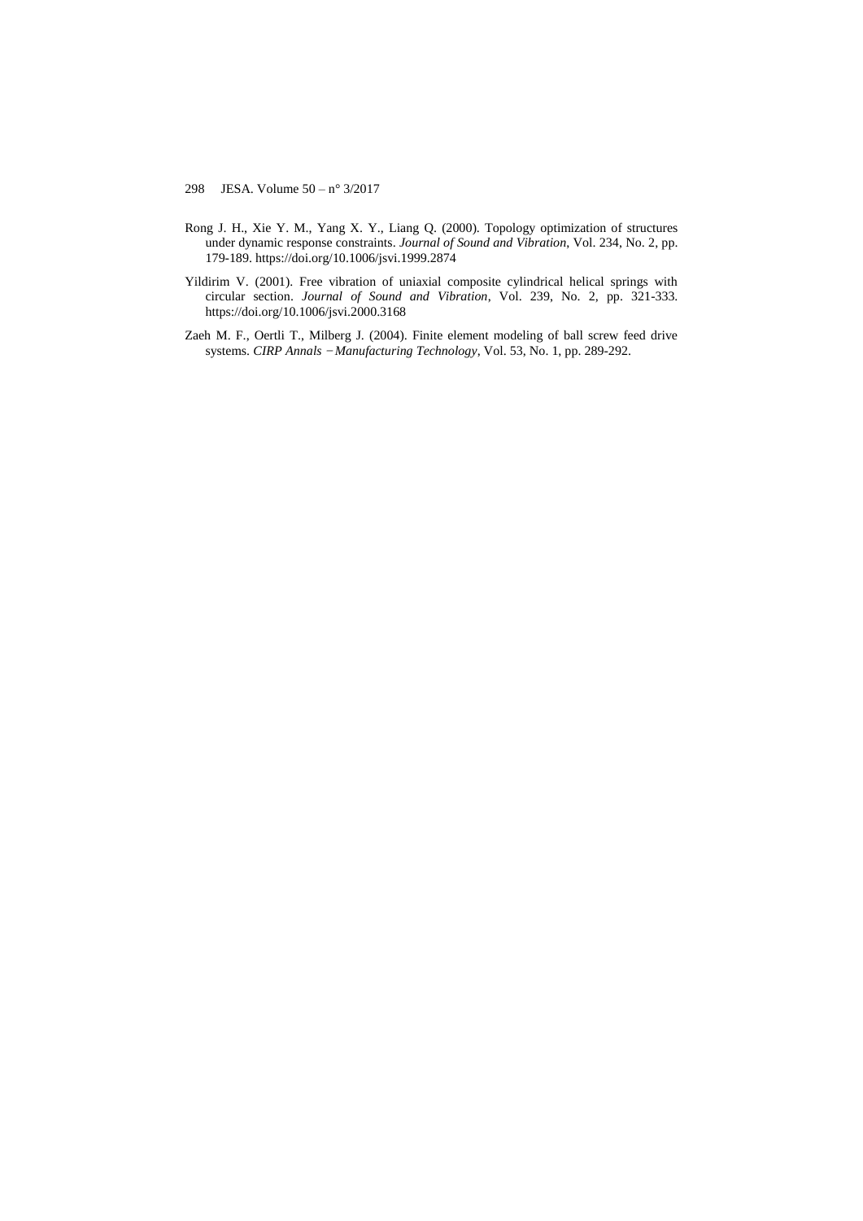Rong J. H., Xie Y. M., Yang X. Y., Liang Q. (2000). Topology optimization of structures under dynamic response constraints. *Journal of Sound and Vibration*, Vol. 234, No. 2, pp. 179-189. https://doi.org/10.1006/jsvi.1999.2874

Yildirim V. (2001). Free vibration of uniaxial composite cylindrical helical springs with circular section. *Journal of Sound and Vibration*, Vol. 239, No. 2, pp. 321-333. https://doi.org/10.1006/jsvi.2000.3168

Zaeh M. F., Oertli T., Milberg J. (2004). Finite element modeling of ball screw feed drive systems. *CIRP Annals − Manufacturing Technology*, Vol. 53, No. 1, pp. 289-292.